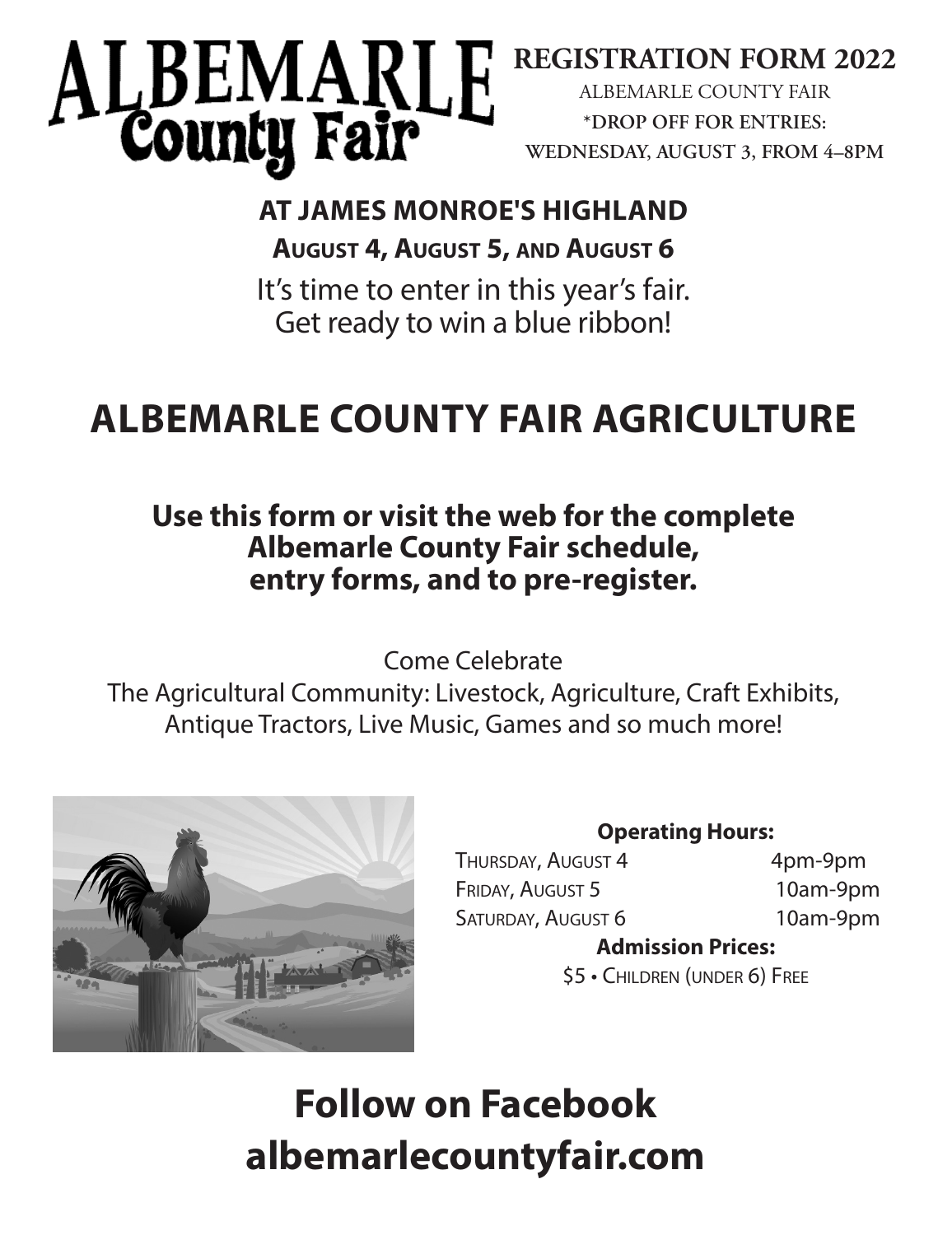# ALBEMARLE County Fair

**REGISTRATION FORM 2022**

ALBEMARLE COUNTY FAIR

*DROP OFF FOR ENTRIES:
WEDNESDAY, AUGUST 3, FROM 4–8PM

**AT JAMES MONROE'S HIGHLAND**

**AUGUST 4, AUGUST 5, AND AUGUST 6**

It's time to enter in this year's fair.
Get ready to win a blue ribbon!

## ALBEMARLE COUNTY FAIR AGRICULTURE

**Use this form or visit the web for the complete Albemarle County Fair schedule, entry forms, and to pre-register.**

Come Celebrate
The Agricultural Community: Livestock, Agriculture, Craft Exhibits, Antique Tractors, Live Music, Games and so much more!

**Operating Hours:**

| | |
|---|---|
| THURSDAY, AUGUST 4 | 4pm-9pm |
| FRIDAY, AUGUST 5 | 10am-9pm |
| SATURDAY, AUGUST 6 | 10am-9pm |

**Admission Prices:**

$5 • CHILDREN (UNDER 6) FREE

## Follow on Facebook
## albemarlecountyfair.com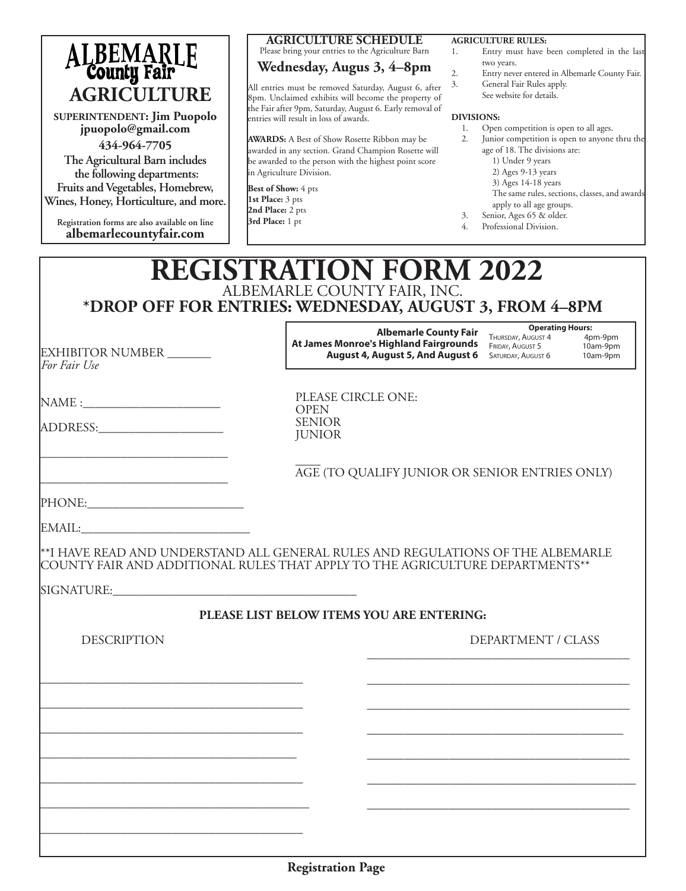# ALBEMARLE County Fair

## AGRICULTURE

**SUPERINTENDENT: Jim Puopolo**
**jpuopolo@gmail.com**
**434-964-7705**

**The Agricultural Barn includes the following departments: Fruits and Vegetables, Homebrew, Wines, Honey, Horticulture, and more.**

**Registration forms are also available on line**
**albemarlecountyfair.com**

### AGRICULTURE SCHEDULE

Please bring your entries to the Agriculture Barn

**Wednesday, Augus 3, 4–8pm**

All entries must be removed Saturday, August 6, after 8pm. Unclaimed exhibits will become the property of the Fair after 9pm, Saturday, August 6. Early removal of entries will result in loss of awards.

**AWARDS:** A Best of Show Rosette Ribbon may be awarded in any section. Grand Champion Rosette will be awarded to the person with the highest point score in Agriculture Division.

**Best of Show:** 4 pts
**1st Place:** 3 pts
**2nd Place:** 2 pts
**3rd Place:** 1 pt

### AGRICULTURE RULES:

1. Entry must have been completed in the last two years.
2. Entry never entered in Albemarle County Fair.
3. General Fair Rules apply. See website for details.

### DIVISIONS:

1. Open competition is open to all ages.
2. Junior competition is open to anyone thru the age of 18. The divisions are:
   1) Under 9 years
   2) Ages 9-13 years
   3) Ages 14-18 years
   The same rules, sections, classes, and awards apply to all age groups.
3. Senior, Ages 65 & older.
4. Professional Division.

# REGISTRATION FORM 2022

ALBEMARLE COUNTY FAIR, INC.

**\*DROP OFF FOR ENTRIES: WEDNESDAY, AUGUST 3, FROM 4–8PM**

**Albemarle County Fair**
**At James Monroe's Highland Fairgrounds**
**August 4, August 5, And August 6**

| **Operating Hours:** | |
|---|---|
| Thursday, August 4 | 4pm-9pm |
| Friday, August 5 | 10am-9pm |
| Saturday, August 6 | 10am-9pm |

EXHIBITOR NUMBER _______
*For Fair Use*

NAME :______________________

ADDRESS:____________________

______________________________

______________________________

PHONE:_________________________

EMAIL:___________________________

PLEASE CIRCLE ONE:
OPEN
SENIOR
JUNIOR

____
AGE (TO QUALIFY JUNIOR OR SENIOR ENTRIES ONLY)

\*\*I HAVE READ AND UNDERSTAND ALL GENERAL RULES AND REGULATIONS OF THE ALBEMARLE COUNTY FAIR AND ADDITIONAL RULES THAT APPLY TO THE AGRICULTURE DEPARTMENTS\*\*

SIGNATURE:_______________________________________

**PLEASE LIST BELOW ITEMS YOU ARE ENTERING:**

| DESCRIPTION | DEPARTMENT / CLASS |
|---|---|
| | |
| | |
| | |
| | |
| | |
| | |
| | |
| | |

**Registration Page**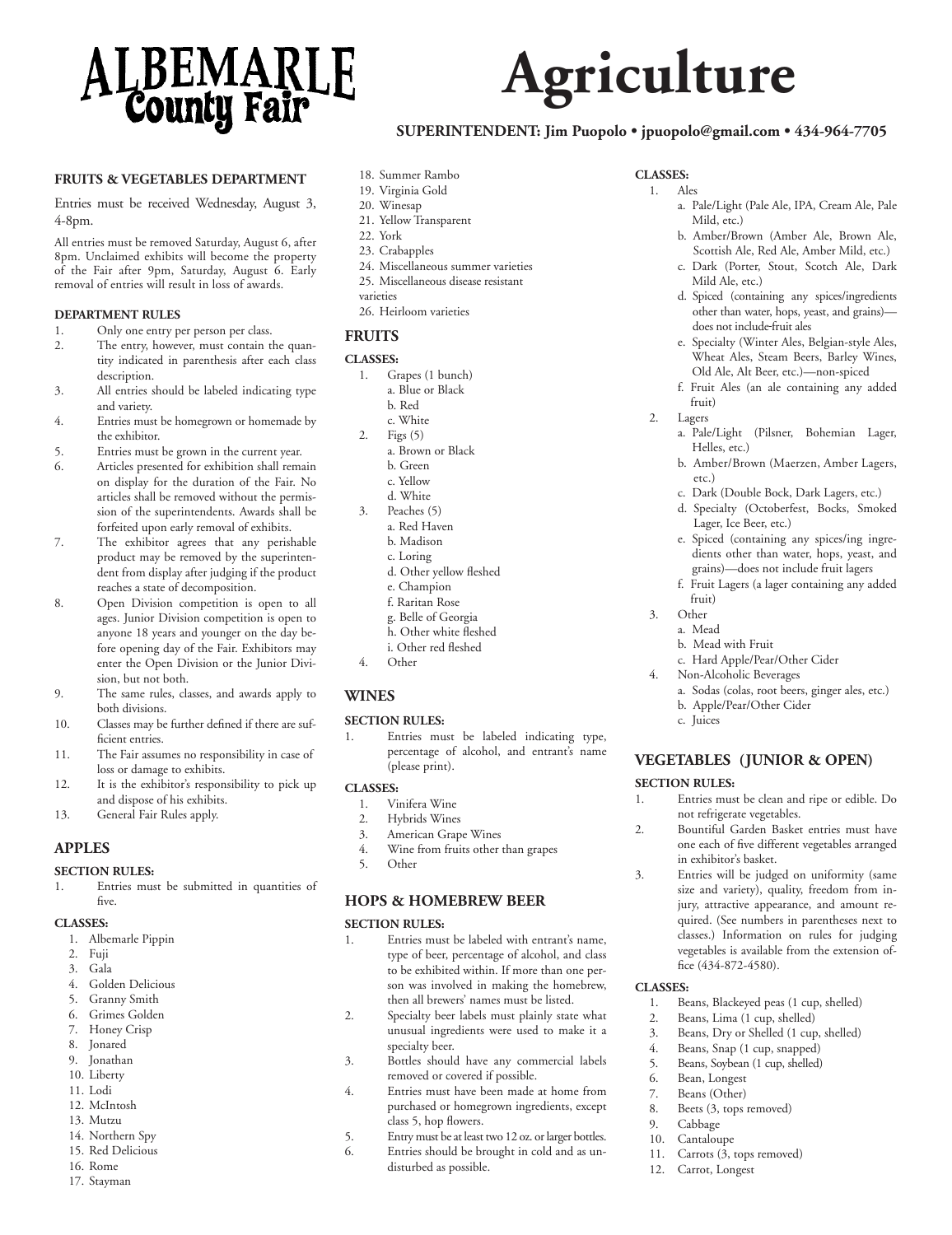# ALBEMARLE County Fair

# Agriculture

**SUPERINTENDENT: Jim Puopolo • jpuopolo@gmail.com • 434-964-7705**

### FRUITS & VEGETABLES DEPARTMENT

Entries must be received Wednesday, August 3, 4-8pm.

All entries must be removed Saturday, August 6, after 8pm. Unclaimed exhibits will become the property of the Fair after 9pm, Saturday, August 6. Early removal of entries will result in loss of awards.

#### DEPARTMENT RULES

1. Only one entry per person per class.
2. The entry, however, must contain the quantity indicated in parenthesis after each class description.
3. All entries should be labeled indicating type and variety.
4. Entries must be homegrown or homemade by the exhibitor.
5. Entries must be grown in the current year.
6. Articles presented for exhibition shall remain on display for the duration of the Fair. No articles shall be removed without the permission of the superintendents. Awards shall be forfeited upon early removal of exhibits.
7. The exhibitor agrees that any perishable product may be removed by the superintendent from display after judging if the product reaches a state of decomposition.
8. Open Division competition is open to all ages. Junior Division competition is open to anyone 18 years and younger on the day before opening day of the Fair. Exhibitors may enter the Open Division or the Junior Division, but not both.
9. The same rules, classes, and awards apply to both divisions.
10. Classes may be further defined if there are sufficient entries.
11. The Fair assumes no responsibility in case of loss or damage to exhibits.
12. It is the exhibitor's responsibility to pick up and dispose of his exhibits.
13. General Fair Rules apply.

## APPLES

#### SECTION RULES:

1. Entries must be submitted in quantities of five.

#### CLASSES:

1. Albemarle Pippin
2. Fuji
3. Gala
4. Golden Delicious
5. Granny Smith
6. Grimes Golden
7. Honey Crisp
8. Jonared
9. Jonathan
10. Liberty
11. Lodi
12. McIntosh
13. Mutzu
14. Northern Spy
15. Red Delicious
16. Rome
17. Stayman
18. Summer Rambo
19. Virginia Gold
20. Winesap
21. Yellow Transparent
22. York
23. Crabapples
24. Miscellaneous summer varieties
25. Miscellaneous disease resistant varieties
26. Heirloom varieties

## FRUITS

#### CLASSES:

1. Grapes (1 bunch)
   - a. Blue or Black
   - b. Red
   - c. White
2. Figs (5)
   - a. Brown or Black
   - b. Green
   - c. Yellow
   - d. White
3. Peaches (5)
   - a. Red Haven
   - b. Madison
   - c. Loring
   - d. Other yellow fleshed
   - e. Champion
   - f. Raritan Rose
   - g. Belle of Georgia
   - h. Other white fleshed
   - i. Other red fleshed
4. Other

## WINES

#### SECTION RULES:

1. Entries must be labeled indicating type, percentage of alcohol, and entrant's name (please print).

#### CLASSES:

1. Vinifera Wine
2. Hybrids Wines
3. American Grape Wines
4. Wine from fruits other than grapes
5. Other

## HOPS & HOMEBREW BEER

#### SECTION RULES:

1. Entries must be labeled with entrant's name, type of beer, percentage of alcohol, and class to be exhibited within. If more than one person was involved in making the homebrew, then all brewers' names must be listed.
2. Specialty beer labels must plainly state what unusual ingredients were used to make it a specialty beer.
3. Bottles should have any commercial labels removed or covered if possible.
4. Entries must have been made at home from purchased or homegrown ingredients, except class 5, hop flowers.
5. Entry must be at least two 12 oz. or larger bottles.
6. Entries should be brought in cold and as undisturbed as possible.

#### CLASSES:

1. Ales
   - a. Pale/Light (Pale Ale, IPA, Cream Ale, Pale Mild, etc.)
   - b. Amber/Brown (Amber Ale, Brown Ale, Scottish Ale, Red Ale, Amber Mild, etc.)
   - c. Dark (Porter, Stout, Scotch Ale, Dark Mild Ale, etc.)
   - d. Spiced (containing any spices/ingredients other than water, hops, yeast, and grains)—does not include fruit ales
   - e. Specialty (Winter Ales, Belgian-style Ales, Wheat Ales, Steam Beers, Barley Wines, Old Ale, Alt Beer, etc.)—non-spiced
   - f. Fruit Ales (an ale containing any added fruit)
2. Lagers
   - a. Pale/Light (Pilsner, Bohemian Lager, Helles, etc.)
   - b. Amber/Brown (Maerzen, Amber Lagers, etc.)
   - c. Dark (Double Bock, Dark Lagers, etc.)
   - d. Specialty (Octoberfest, Bocks, Smoked Lager, Ice Beer, etc.)
   - e. Spiced (containing any spices/ing ingredients other than water, hops, yeast, and grains)—does not include fruit lagers
   - f. Fruit Lagers (a lager containing any added fruit)
3. Other
   - a. Mead
   - b. Mead with Fruit
   - c. Hard Apple/Pear/Other Cider
4. Non-Alcoholic Beverages
   - a. Sodas (colas, root beers, ginger ales, etc.)
   - b. Apple/Pear/Other Cider
   - c. Juices

## VEGETABLES (JUNIOR & OPEN)

#### SECTION RULES:

1. Entries must be clean and ripe or edible. Do not refrigerate vegetables.
2. Bountiful Garden Basket entries must have one each of five different vegetables arranged in exhibitor's basket.
3. Entries will be judged on uniformity (same size and variety), quality, freedom from injury, attractive appearance, and amount required. (See numbers in parentheses next to classes.) Information on rules for judging vegetables is available from the extension office (434-872-4580).

#### CLASSES:

1. Beans, Blackeyed peas (1 cup, shelled)
2. Beans, Lima (1 cup, shelled)
3. Beans, Dry or Shelled (1 cup, shelled)
4. Beans, Snap (1 cup, snapped)
5. Beans, Soybean (1 cup, shelled)
6. Bean, Longest
7. Beans (Other)
8. Beets (3, tops removed)
9. Cabbage
10. Cantaloupe
11. Carrots (3, tops removed)
12. Carrot, Longest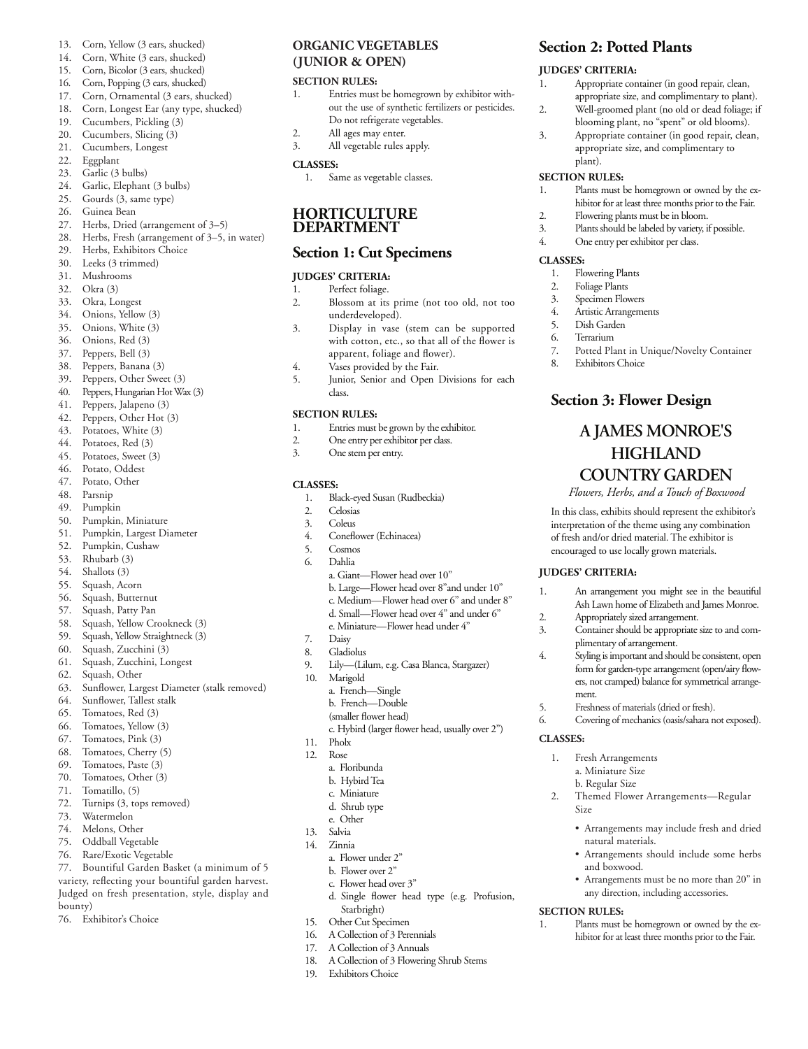13. Corn, Yellow (3 ears, shucked)
14. Corn, White (3 ears, shucked)
15. Corn, Bicolor (3 ears, shucked)
16. Corn, Popping (3 ears, shucked)
17. Corn, Ornamental (3 ears, shucked)
18. Corn, Longest Ear (any type, shucked)
19. Cucumbers, Pickling (3)
20. Cucumbers, Slicing (3)
21. Cucumbers, Longest
22. Eggplant
23. Garlic (3 bulbs)
24. Garlic, Elephant (3 bulbs)
25. Gourds (3, same type)
26. Guinea Bean
27. Herbs, Dried (arrangement of 3–5)
28. Herbs, Fresh (arrangement of 3–5, in water)
29. Herbs, Exhibitors Choice
30. Leeks (3 trimmed)
31. Mushrooms
32. Okra (3)
33. Okra, Longest
34. Onions, Yellow (3)
35. Onions, White (3)
36. Onions, Red (3)
37. Peppers, Bell (3)
38. Peppers, Banana (3)
39. Peppers, Other Sweet (3)
40. Peppers, Hungarian Hot Wax (3)
41. Peppers, Jalapeno (3)
42. Peppers, Other Hot (3)
43. Potatoes, White (3)
44. Potatoes, Red (3)
45. Potatoes, Sweet (3)
46. Potato, Oddest
47. Potato, Other
48. Parsnip
49. Pumpkin
50. Pumpkin, Miniature
51. Pumpkin, Largest Diameter
52. Pumpkin, Cushaw
53. Rhubarb (3)
54. Shallots (3)
55. Squash, Acorn
56. Squash, Butternut
57. Squash, Patty Pan
58. Squash, Yellow Crookneck (3)
59. Squash, Yellow Straightneck (3)
60. Squash, Zucchini (3)
61. Squash, Zucchini, Longest
62. Squash, Other
63. Sunflower, Largest Diameter (stalk removed)
64. Sunflower, Tallest stalk
65. Tomatoes, Red (3)
66. Tomatoes, Yellow (3)
67. Tomatoes, Pink (3)
68. Tomatoes, Cherry (5)
69. Tomatoes, Paste (3)
70. Tomatoes, Other (3)
71. Tomatillo, (5)
72. Turnips (3, tops removed)
73. Watermelon
74. Melons, Other
75. Oddball Vegetable
76. Rare/Exotic Vegetable
77. Bountiful Garden Basket (a minimum of 5 variety, reflecting your bountiful garden harvest. Judged on fresh presentation, style, display and bounty)
76. Exhibitor's Choice

### ORGANIC VEGETABLES (JUNIOR & OPEN)

**SECTION RULES:**

1. Entries must be homegrown by exhibitor without the use of synthetic fertilizers or pesticides. Do not refrigerate vegetables.
2. All ages may enter.
3. All vegetable rules apply.

**CLASSES:**

1. Same as vegetable classes.

## HORTICULTURE DEPARTMENT

### Section 1: Cut Specimens

**JUDGES' CRITERIA:**

1. Perfect foliage.
2. Blossom at its prime (not too old, not too underdeveloped).
3. Display in vase (stem can be supported with cotton, etc., so that all of the flower is apparent, foliage and flower).
4. Vases provided by the Fair.
5. Junior, Senior and Open Divisions for each class.

**SECTION RULES:**

1. Entries must be grown by the exhibitor.
2. One entry per exhibitor per class.
3. One stem per entry.

**CLASSES:**

1. Black-eyed Susan (Rudbeckia)
2. Celosias
3. Coleus
4. Coneflower (Echinacea)
5. Cosmos
6. Dahlia
   a. Giant—Flower head over 10"
   b. Large—Flower head over 8"and under 10"
   c. Medium—Flower head over 6" and under 8"
   d. Small—Flower head over 4" and under 6"
   e. Miniature—Flower head under 4"
7. Daisy
8. Gladiolus
9. Lily—(Lilum, e.g. Casa Blanca, Stargazer)
10. Marigold
    a. French—Single
    b. French—Double
    (smaller flower head)
    c. Hybird (larger flower head, usually over 2")
11. Pholx
12. Rose
    a. Floribunda
    b. Hybird Tea
    c. Miniature
    d. Shrub type
    e. Other
13. Salvia
14. Zinnia
    a. Flower under 2"
    b. Flower over 2"
    c. Flower head over 3"
    d. Single flower head type (e.g. Profusion, Starbright)
15. Other Cut Specimen
16. A Collection of 3 Perennials
17. A Collection of 3 Annuals
18. A Collection of 3 Flowering Shrub Stems
19. Exhibitors Choice

### Section 2: Potted Plants

**JUDGES' CRITERIA:**

1. Appropriate container (in good repair, clean, appropriate size, and complimentary to plant).
2. Well-groomed plant (no old or dead foliage; if blooming plant, no "spent" or old blooms).
3. Appropriate container (in good repair, clean, appropriate size, and complimentary to plant).

**SECTION RULES:**

1. Plants must be homegrown or owned by the exhibitor for at least three months prior to the Fair.
2. Flowering plants must be in bloom.
3. Plants should be labeled by variety, if possible.
4. One entry per exhibitor per class.

**CLASSES:**

1. Flowering Plants
2. Foliage Plants
3. Specimen Flowers
4. Artistic Arrangements
5. Dish Garden
6. Terrarium
7. Potted Plant in Unique/Novelty Container
8. Exhibitors Choice

### Section 3: Flower Design

## A JAMES MONROE'S HIGHLAND COUNTRY GARDEN

*Flowers, Herbs, and a Touch of Boxwood*

In this class, exhibits should represent the exhibitor's interpretation of the theme using any combination of fresh and/or dried material. The exhibitor is encouraged to use locally grown materials.

**JUDGES' CRITERIA:**

1. An arrangement you might see in the beautiful Ash Lawn home of Elizabeth and James Monroe.
2. Appropriately sized arrangement.
3. Container should be appropriate size to and complimentary of arrangement.
4. Styling is important and should be consistent, open form for garden-type arrangement (open/airy flowers, not cramped) balance for symmetrical arrangement.
5. Freshness of materials (dried or fresh).
6. Covering of mechanics (oasis/sahara not exposed).

**CLASSES:**

1. Fresh Arrangements
   a. Miniature Size
   b. Regular Size
2. Themed Flower Arrangements—Regular Size
   - Arrangements may include fresh and dried natural materials.
   - Arrangements should include some herbs and boxwood.
   - Arrangements must be no more than 20" in any direction, including accessories.

**SECTION RULES:**

1. Plants must be homegrown or owned by the exhibitor for at least three months prior to the Fair.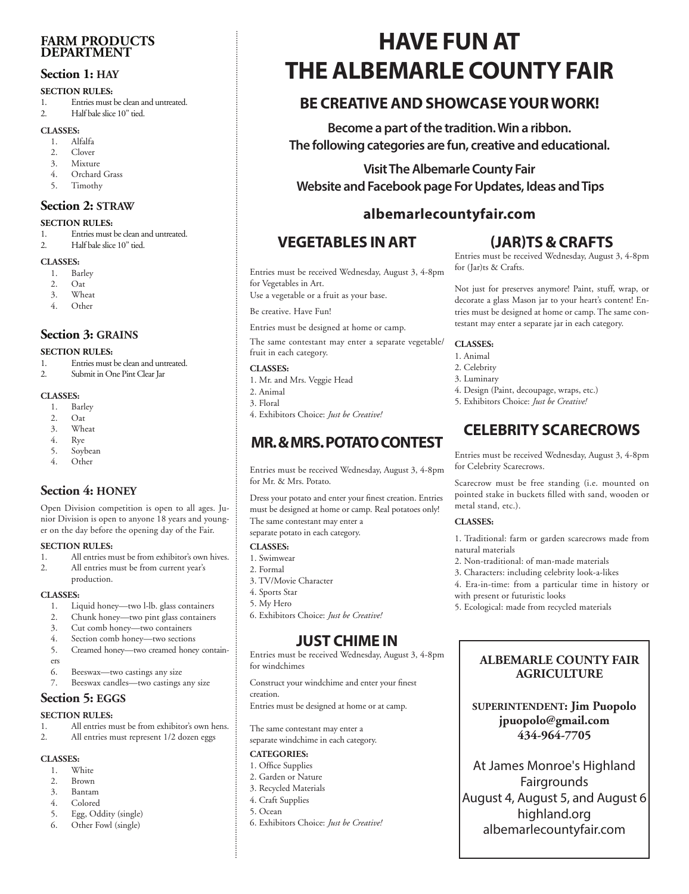## FARM PRODUCTS DEPARTMENT

### Section 1: HAY

**SECTION RULES:**

1. Entries must be clean and untreated.
2. Half bale slice 10" tied.

**CLASSES:**

1. Alfalfa
2. Clover
3. Mixture
4. Orchard Grass
5. Timothy

### Section 2: STRAW

**SECTION RULES:**

1. Entries must be clean and untreated.
2. Half bale slice 10" tied.

**CLASSES:**

1. Barley
2. Oat
3. Wheat
4. Other

### Section 3: GRAINS

**SECTION RULES:**

1. Entries must be clean and untreated.
2. Submit in One Pint Clear Jar

**CLASSES:**

1. Barley
2. Oat
3. Wheat
4. Rye
5. Soybean
4. Other

### Section 4: HONEY

Open Division competition is open to all ages. Junior Division is open to anyone 18 years and younger on the day before the opening day of the Fair.

**SECTION RULES:**

1. All entries must be from exhibitor's own hives.
2. All entries must be from current year's production.

**CLASSES:**

1. Liquid honey—two l-lb. glass containers
2. Chunk honey—two pint glass containers
3. Cut comb honey—two containers
4. Section comb honey—two sections
5. Creamed honey—two creamed honey containers
6. Beeswax—two castings any size
7. Beeswax candles—two castings any size

### Section 5: EGGS

**SECTION RULES:**

1. All entries must be from exhibitor's own hens.
2. All entries must represent 1/2 dozen eggs

**CLASSES:**

1. White
2. Brown
3. Bantam
4. Colored
5. Egg, Oddity (single)
6. Other Fowl (single)

# HAVE FUN AT THE ALBEMARLE COUNTY FAIR

## BE CREATIVE AND SHOWCASE YOUR WORK!

**Become a part of the tradition. Win a ribbon.**
**The following categories are fun, creative and educational.**

**Visit The Albemarle County Fair Website and Facebook page For Updates, Ideas and Tips**

**albemarlecountyfair.com**

## VEGETABLES IN ART

Entries must be received Wednesday, August 3, 4-8pm for Vegetables in Art.
Use a vegetable or a fruit as your base.

Be creative. Have Fun!

Entries must be designed at home or camp.

The same contestant may enter a separate vegetable/fruit in each category.

**CLASSES:**

1. Mr. and Mrs. Veggie Head
2. Animal
3. Floral
4. Exhibitors Choice: *Just be Creative!*

## MR. & MRS. POTATO CONTEST

Entries must be received Wednesday, August 3, 4-8pm for Mr. & Mrs. Potato.

Dress your potato and enter your finest creation. Entries must be designed at home or camp. Real potatoes only! The same contestant may enter a separate potato in each category.

**CLASSES:**

1. Swimwear
2. Formal
3. TV/Movie Character
4. Sports Star
5. My Hero
6. Exhibitors Choice: *Just be Creative!*

## JUST CHIME IN

Entries must be received Wednesday, August 3, 4-8pm for windchimes

Construct your windchime and enter your finest creation.
Entries must be designed at home or at camp.

The same contestant may enter a separate windchime in each category.

**CATEGORIES:**

1. Office Supplies
2. Garden or Nature
3. Recycled Materials
4. Craft Supplies
5. Ocean
6. Exhibitors Choice: *Just be Creative!*

## (JAR)TS & CRAFTS

Entries must be received Wednesday, August 3, 4-8pm for (Jar)ts & Crafts.

Not just for preserves anymore! Paint, stuff, wrap, or decorate a glass Mason jar to your heart's content! Entries must be designed at home or camp. The same contestant may enter a separate jar in each category.

**CLASSES:**

1. Animal
2. Celebrity
3. Luminary
4. Design (Paint, decoupage, wraps, etc.)
5. Exhibitors Choice: *Just be Creative!*

## CELEBRITY SCARECROWS

Entries must be received Wednesday, August 3, 4-8pm for Celebrity Scarecrows.

Scarecrow must be free standing (i.e. mounted on pointed stake in buckets filled with sand, wooden or metal stand, etc.).

**CLASSES:**

1. Traditional: farm or garden scarecrows made from natural materials
2. Non-traditional: of man-made materials
3. Characters: including celebrity look-a-likes
4. Era-in-time: from a particular time in history or with present or futuristic looks
5. Ecological: made from recycled materials

**ALBEMARLE COUNTY FAIR AGRICULTURE**

**SUPERINTENDENT: Jim Puopolo**
**jpuopolo@gmail.com**
**434-964-7705**

At James Monroe's Highland Fairgrounds
August 4, August 5, and August 6
highland.org
albemarlecountyfair.com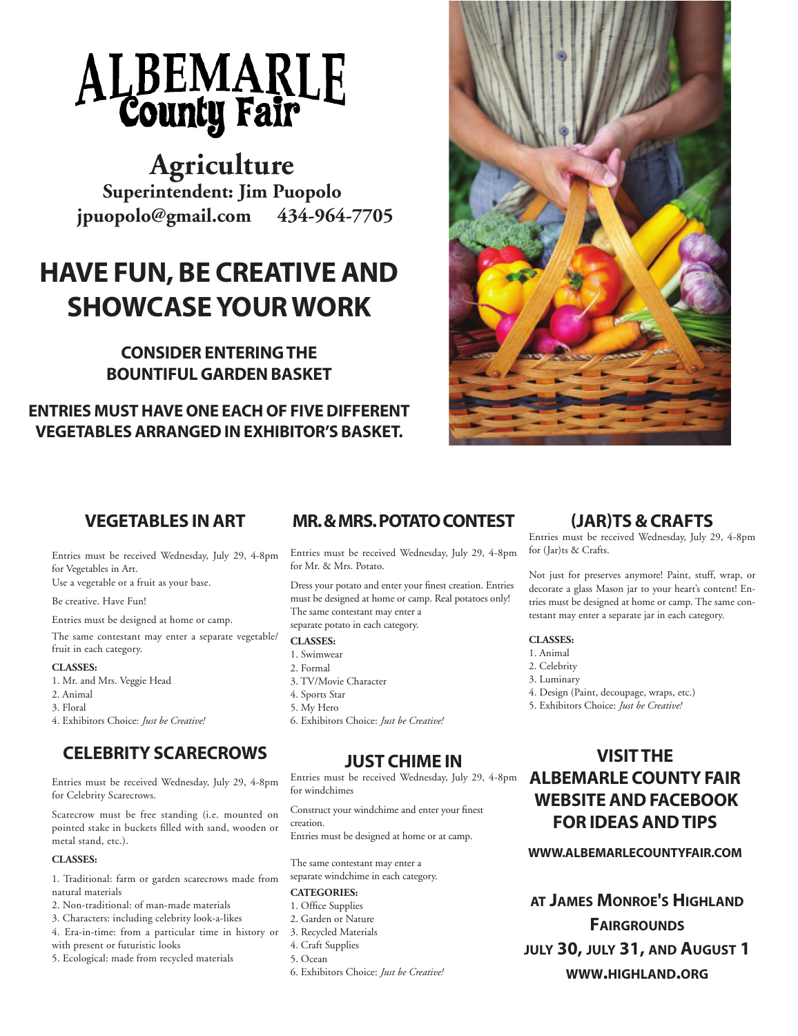# ALBEMARLE County Fair

## Agriculture

**Superintendent: Jim Puopolo**

**jpuopolo@gmail.com 434-964-7705**

# HAVE FUN, BE CREATIVE AND SHOWCASE YOUR WORK

**CONSIDER ENTERING THE BOUNTIFUL GARDEN BASKET**

**ENTRIES MUST HAVE ONE EACH OF FIVE DIFFERENT VEGETABLES ARRANGED IN EXHIBITOR'S BASKET.**

## VEGETABLES IN ART

Entries must be received Wednesday, July 29, 4-8pm for Vegetables in Art.

Use a vegetable or a fruit as your base.

Be creative. Have Fun!

Entries must be designed at home or camp.

The same contestant may enter a separate vegetable/fruit in each category.

**CLASSES:**

1. Mr. and Mrs. Veggie Head
2. Animal
3. Floral
4. Exhibitors Choice: *Just be Creative!*

## MR. & MRS. POTATO CONTEST

Entries must be received Wednesday, July 29, 4-8pm for Mr. & Mrs. Potato.

Dress your potato and enter your finest creation. Entries must be designed at home or camp. Real potatoes only! The same contestant may enter a separate potato in each category.

**CLASSES:**

1. Swimwear
2. Formal
3. TV/Movie Character
4. Sports Star
5. My Hero
6. Exhibitors Choice: *Just be Creative!*

## (JAR)TS & CRAFTS

Entries must be received Wednesday, July 29, 4-8pm for (Jar)ts & Crafts.

Not just for preserves anymore! Paint, stuff, wrap, or decorate a glass Mason jar to your heart's content! Entries must be designed at home or camp. The same contestant may enter a separate jar in each category.

**CLASSES:**

1. Animal
2. Celebrity
3. Luminary
4. Design (Paint, decoupage, wraps, etc.)
5. Exhibitors Choice: *Just be Creative!*

## CELEBRITY SCARECROWS

Entries must be received Wednesday, July 29, 4-8pm for Celebrity Scarecrows.

Scarecrow must be free standing (i.e. mounted on pointed stake in buckets filled with sand, wooden or metal stand, etc.).

**CLASSES:**

1. Traditional: farm or garden scarecrows made from natural materials
2. Non-traditional: of man-made materials
3. Characters: including celebrity look-a-likes
4. Era-in-time: from a particular time in history or with present or futuristic looks
5. Ecological: made from recycled materials

## JUST CHIME IN

Entries must be received Wednesday, July 29, 4-8pm for windchimes

Construct your windchime and enter your finest creation.

Entries must be designed at home or at camp.

The same contestant may enter a separate windchime in each category.

**CATEGORIES:**

1. Office Supplies
2. Garden or Nature
3. Recycled Materials
4. Craft Supplies
5. Ocean
6. Exhibitors Choice: *Just be Creative!*

## VISIT THE ALBEMARLE COUNTY FAIR WEBSITE AND FACEBOOK FOR IDEAS AND TIPS

**WWW.ALBEMARLECOUNTYFAIR.COM**

**AT JAMES MONROE'S HIGHLAND FAIRGROUNDS**

**JULY 30, JULY 31, AND AUGUST 1**

**WWW.HIGHLAND.ORG**